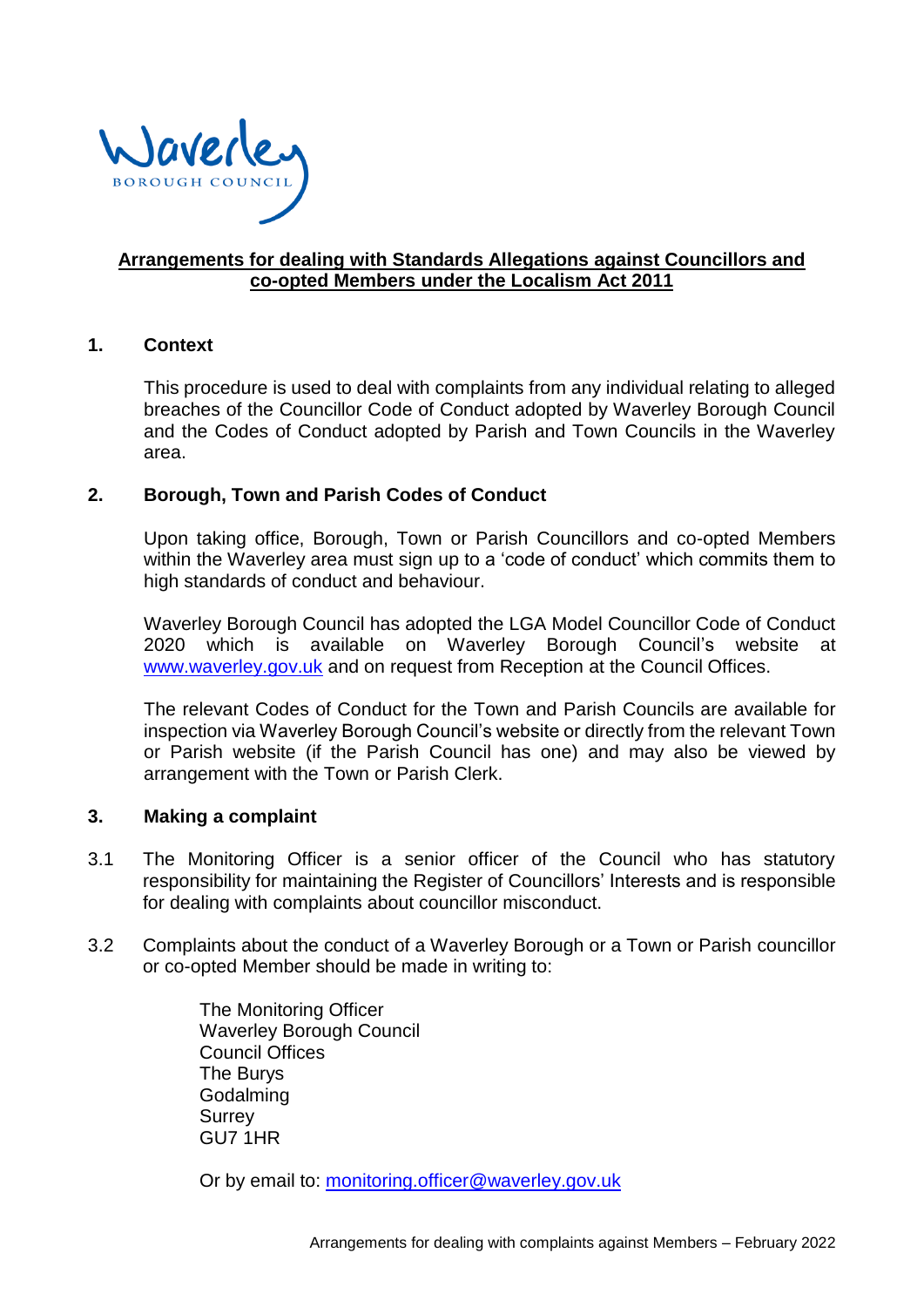Waverley BOROUGH COUNCIL

# Arrangements for dealing with Standards Allegations against Councillors and co-opted Members under the Localism Act 2011

## 1. Context

This procedure is used to deal with complaints from any individual relating to alleged breaches of the Councillor Code of Conduct adopted by Waverley Borough Council and the Codes of Conduct adopted by Parish and Town Councils in the Waverley area.

## 2. Borough, Town and Parish Codes of Conduct

Upon taking office, Borough, Town or Parish Councillors and co-opted Members within the Waverley area must sign up to a 'code of conduct' which commits them to high standards of conduct and behaviour.

Waverley Borough Council has adopted the LGA Model Councillor Code of Conduct 2020 which is available on Waverley Borough Council's website at www.waverley.gov.uk and on request from Reception at the Council Offices.

The relevant Codes of Conduct for the Town and Parish Councils are available for inspection via Waverley Borough Council's website or directly from the relevant Town or Parish website (if the Parish Council has one) and may also be viewed by arrangement with the Town or Parish Clerk.

## 3. Making a complaint

3.1 The Monitoring Officer is a senior officer of the Council who has statutory responsibility for maintaining the Register of Councillors' Interests and is responsible for dealing with complaints about councillor misconduct.

3.2 Complaints about the conduct of a Waverley Borough or a Town or Parish councillor or co-opted Member should be made in writing to:

The Monitoring Officer
Waverley Borough Council
Council Offices
The Burys
Godalming
Surrey
GU7 1HR

Or by email to: monitoring.officer@waverley.gov.uk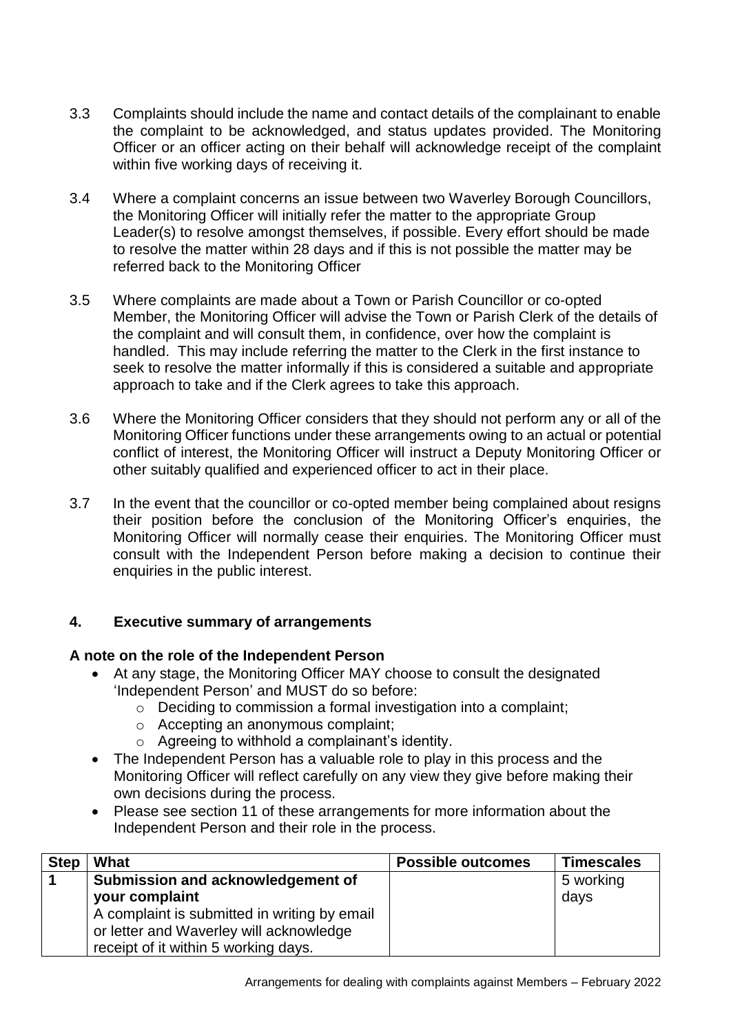3.3 Complaints should include the name and contact details of the complainant to enable the complaint to be acknowledged, and status updates provided. The Monitoring Officer or an officer acting on their behalf will acknowledge receipt of the complaint within five working days of receiving it.

3.4 Where a complaint concerns an issue between two Waverley Borough Councillors, the Monitoring Officer will initially refer the matter to the appropriate Group Leader(s) to resolve amongst themselves, if possible. Every effort should be made to resolve the matter within 28 days and if this is not possible the matter may be referred back to the Monitoring Officer

3.5 Where complaints are made about a Town or Parish Councillor or co-opted Member, the Monitoring Officer will advise the Town or Parish Clerk of the details of the complaint and will consult them, in confidence, over how the complaint is handled. This may include referring the matter to the Clerk in the first instance to seek to resolve the matter informally if this is considered a suitable and appropriate approach to take and if the Clerk agrees to take this approach.

3.6 Where the Monitoring Officer considers that they should not perform any or all of the Monitoring Officer functions under these arrangements owing to an actual or potential conflict of interest, the Monitoring Officer will instruct a Deputy Monitoring Officer or other suitably qualified and experienced officer to act in their place.

3.7 In the event that the councillor or co-opted member being complained about resigns their position before the conclusion of the Monitoring Officer's enquiries, the Monitoring Officer will normally cease their enquiries. The Monitoring Officer must consult with the Independent Person before making a decision to continue their enquiries in the public interest.

## 4. Executive summary of arrangements

**A note on the role of the Independent Person**

- At any stage, the Monitoring Officer MAY choose to consult the designated 'Independent Person' and MUST do so before:
  - Deciding to commission a formal investigation into a complaint;
  - Accepting an anonymous complaint;
  - Agreeing to withhold a complainant's identity.
- The Independent Person has a valuable role to play in this process and the Monitoring Officer will reflect carefully on any view they give before making their own decisions during the process.
- Please see section 11 of these arrangements for more information about the Independent Person and their role in the process.

| Step | What | Possible outcomes | Timescales |
|---|---|---|---|
| **1** | **Submission and acknowledgement of your complaint** A complaint is submitted in writing by email or letter and Waverley will acknowledge receipt of it within 5 working days. | | 5 working days |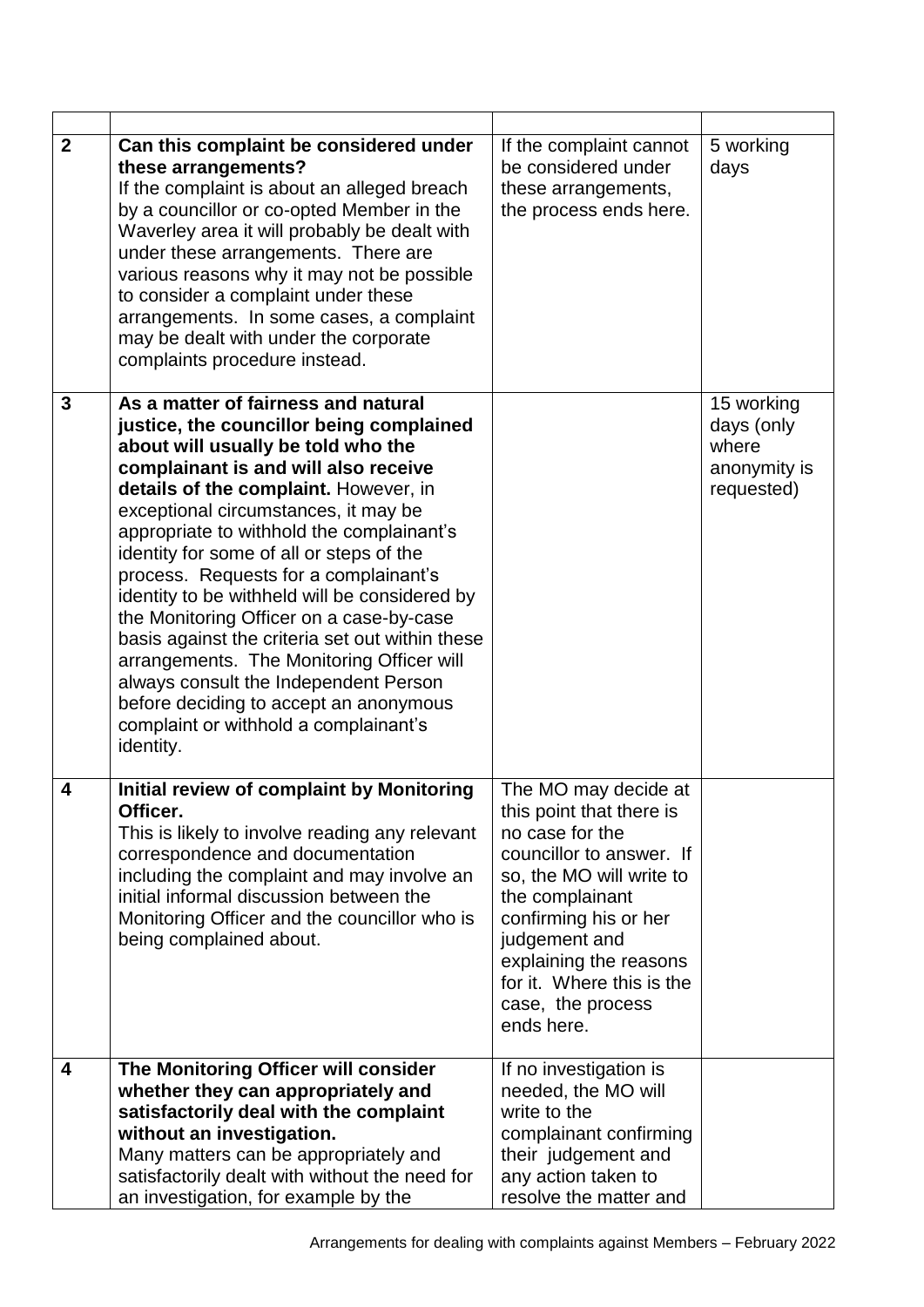| | | | |
|---|---|---|---|
| **2** | **Can this complaint be considered under these arrangements?** If the complaint is about an alleged breach by a councillor or co-opted Member in the Waverley area it will probably be dealt with under these arrangements. There are various reasons why it may not be possible to consider a complaint under these arrangements. In some cases, a complaint may be dealt with under the corporate complaints procedure instead. | If the complaint cannot be considered under these arrangements, the process ends here. | 5 working days |
| **3** | **As a matter of fairness and natural justice, the councillor being complained about will usually be told who the complainant is and will also receive details of the complaint.** However, in exceptional circumstances, it may be appropriate to withhold the complainant's identity for some of all or steps of the process. Requests for a complainant's identity to be withheld will be considered by the Monitoring Officer on a case-by-case basis against the criteria set out within these arrangements. The Monitoring Officer will always consult the Independent Person before deciding to accept an anonymous complaint or withhold a complainant's identity. | | 15 working days (only where anonymity is requested) |
| **4** | **Initial review of complaint by Monitoring Officer.** This is likely to involve reading any relevant correspondence and documentation including the complaint and may involve an initial informal discussion between the Monitoring Officer and the councillor who is being complained about. | The MO may decide at this point that there is no case for the councillor to answer. If so, the MO will write to the complainant confirming his or her judgement and explaining the reasons for it. Where this is the case, the process ends here. | |
| **4** | **The Monitoring Officer will consider whether they can appropriately and satisfactorily deal with the complaint without an investigation.** Many matters can be appropriately and satisfactorily dealt with without the need for an investigation, for example by the | If no investigation is needed, the MO will write to the complainant confirming their judgement and any action taken to resolve the matter and | |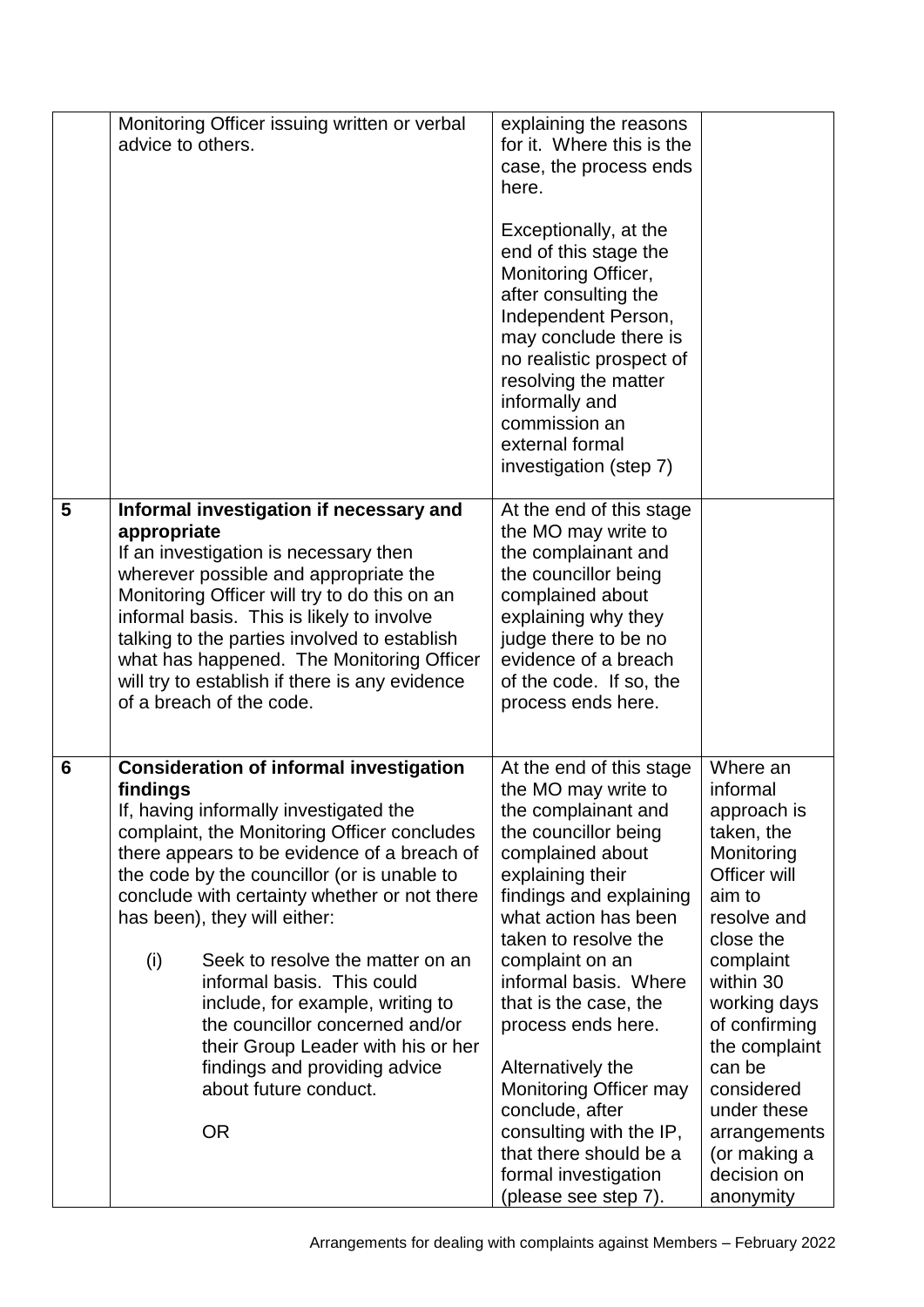| | | | |
|---|---|---|---|
| | Monitoring Officer issuing written or verbal advice to others. | explaining the reasons for it. Where this is the case, the process ends here.<br><br>Exceptionally, at the end of this stage the Monitoring Officer, after consulting the Independent Person, may conclude there is no realistic prospect of resolving the matter informally and commission an external formal investigation (step 7) | |
| **5** | **Informal investigation if necessary and appropriate**<br>If an investigation is necessary then wherever possible and appropriate the Monitoring Officer will try to do this on an informal basis. This is likely to involve talking to the parties involved to establish what has happened. The Monitoring Officer will try to establish if there is any evidence of a breach of the code. | At the end of this stage the MO may write to the complainant and the councillor being complained about explaining why they judge there to be no evidence of a breach of the code. If so, the process ends here. | |
| **6** | **Consideration of informal investigation findings**<br>If, having informally investigated the complaint, the Monitoring Officer concludes there appears to be evidence of a breach of the code by the councillor (or is unable to conclude with certainty whether or not there has been), they will either:<br><br>(i) Seek to resolve the matter on an informal basis. This could include, for example, writing to the councillor concerned and/or their Group Leader with his or her findings and providing advice about future conduct.<br><br>OR | At the end of this stage the MO may write to the complainant and the councillor being complained about explaining their findings and explaining what action has been taken to resolve the complaint on an informal basis. Where that is the case, the process ends here.<br><br>Alternatively the Monitoring Officer may conclude, after consulting with the IP, that there should be a formal investigation (please see step 7). | Where an informal approach is taken, the Monitoring Officer will aim to resolve and close the complaint within 30 working days of confirming the complaint can be considered under these arrangements (or making a decision on anonymity |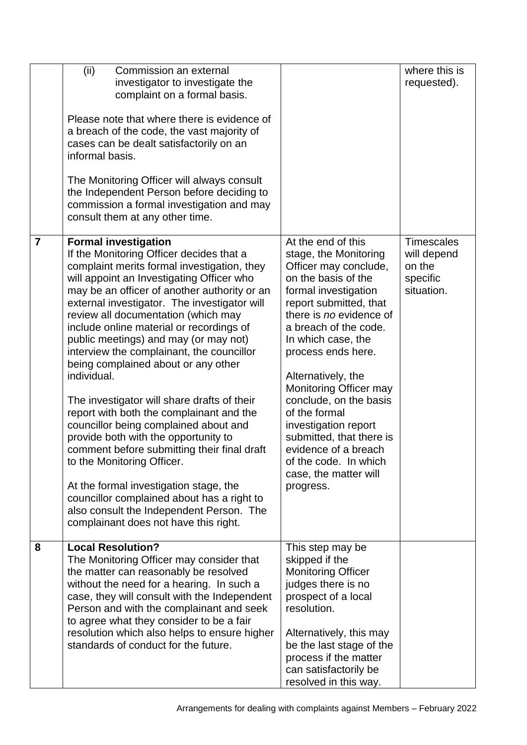| | | | |
|---|---|---|---|
| | (ii) Commission an external investigator to investigate the complaint on a formal basis.<br><br>Please note that where there is evidence of a breach of the code, the vast majority of cases can be dealt satisfactorily on an informal basis.<br><br>The Monitoring Officer will always consult the Independent Person before deciding to commission a formal investigation and may consult them at any other time. | | where this is requested). |
| **7** | **Formal investigation**<br>If the Monitoring Officer decides that a complaint merits formal investigation, they will appoint an Investigating Officer who may be an officer of another authority or an external investigator. The investigator will review all documentation (which may include online material or recordings of public meetings) and may (or may not) interview the complainant, the councillor being complained about or any other individual.<br><br>The investigator will share drafts of their report with both the complainant and the councillor being complained about and provide both with the opportunity to comment before submitting their final draft to the Monitoring Officer.<br><br>At the formal investigation stage, the councillor complained about has a right to also consult the Independent Person. The complainant does not have this right. | At the end of this stage, the Monitoring Officer may conclude, on the basis of the formal investigation report submitted, that there is *no* evidence of a breach of the code. In which case, the process ends here.<br><br>Alternatively, the Monitoring Officer may conclude, on the basis of the formal investigation report submitted, that there is evidence of a breach of the code. In which case, the matter will progress. | Timescales will depend on the specific situation. |
| **8** | **Local Resolution?**<br>The Monitoring Officer may consider that the matter can reasonably be resolved without the need for a hearing. In such a case, they will consult with the Independent Person and with the complainant and seek to agree what they consider to be a fair resolution which also helps to ensure higher standards of conduct for the future. | This step may be skipped if the Monitoring Officer judges there is no prospect of a local resolution.<br><br>Alternatively, this may be the last stage of the process if the matter can satisfactorily be resolved in this way. | |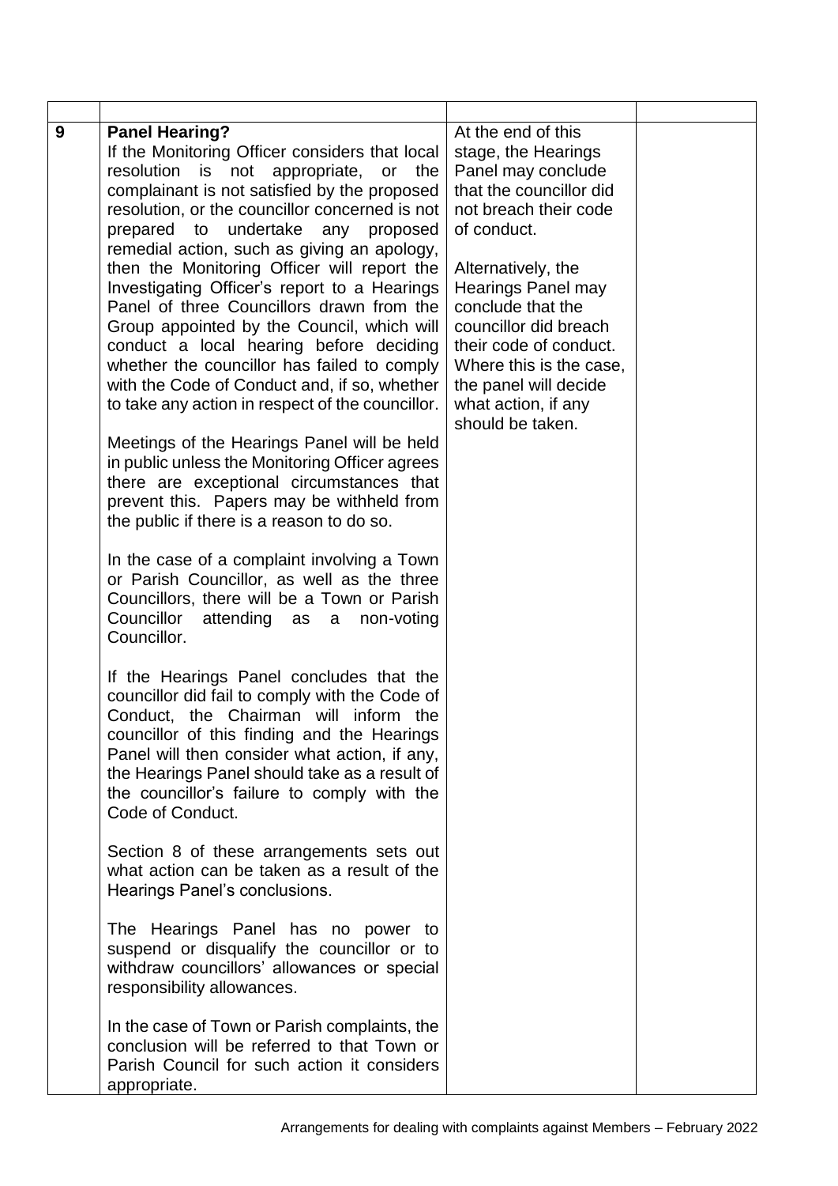| | | | |
|---|---|---|---|
| 9 | **Panel Hearing?**<br>If the Monitoring Officer considers that local resolution is not appropriate, or the complainant is not satisfied by the proposed resolution, or the councillor concerned is not prepared to undertake any proposed remedial action, such as giving an apology, then the Monitoring Officer will report the Investigating Officer's report to a Hearings Panel of three Councillors drawn from the Group appointed by the Council, which will conduct a local hearing before deciding whether the councillor has failed to comply with the Code of Conduct and, if so, whether to take any action in respect of the councillor.<br><br>Meetings of the Hearings Panel will be held in public unless the Monitoring Officer agrees there are exceptional circumstances that prevent this. Papers may be withheld from the public if there is a reason to do so.<br><br>In the case of a complaint involving a Town or Parish Councillor, as well as the three Councillors, there will be a Town or Parish Councillor attending as a non-voting Councillor.<br><br>If the Hearings Panel concludes that the councillor did fail to comply with the Code of Conduct, the Chairman will inform the councillor of this finding and the Hearings Panel will then consider what action, if any, the Hearings Panel should take as a result of the councillor's failure to comply with the Code of Conduct.<br><br>Section 8 of these arrangements sets out what action can be taken as a result of the Hearings Panel's conclusions.<br><br>The Hearings Panel has no power to suspend or disqualify the councillor or to withdraw councillors' allowances or special responsibility allowances.<br><br>In the case of Town or Parish complaints, the conclusion will be referred to that Town or Parish Council for such action it considers appropriate. | At the end of this stage, the Hearings Panel may conclude that the councillor did not breach their code of conduct.<br><br>Alternatively, the Hearings Panel may conclude that the councillor did breach their code of conduct. Where this is the case, the panel will decide what action, if any should be taken. | |

Arrangements for dealing with complaints against Members – February 2022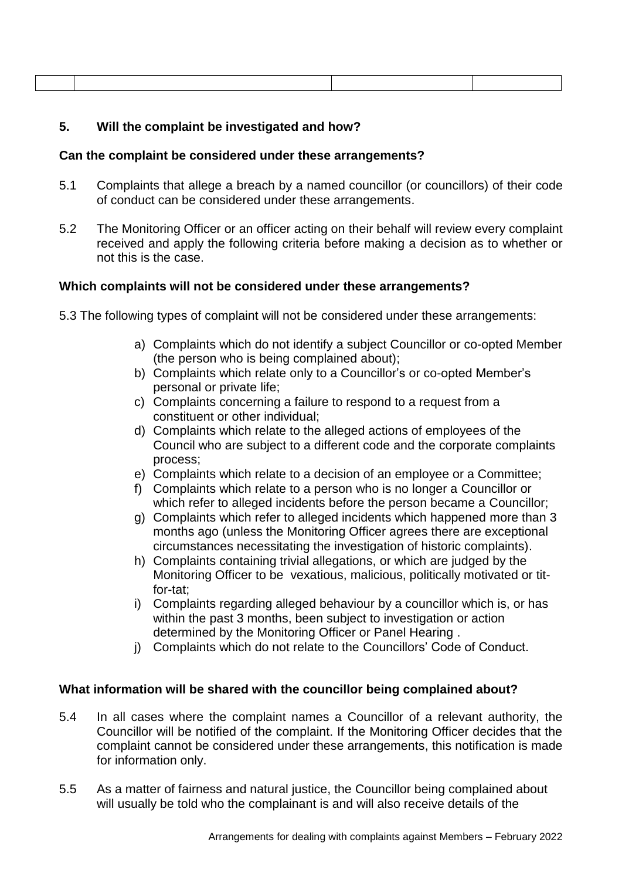| | | | |
|---|---|---|---|

## 5. Will the complaint be investigated and how?

### Can the complaint be considered under these arrangements?

5.1 Complaints that allege a breach by a named councillor (or councillors) of their code of conduct can be considered under these arrangements.

5.2 The Monitoring Officer or an officer acting on their behalf will review every complaint received and apply the following criteria before making a decision as to whether or not this is the case.

### Which complaints will not be considered under these arrangements?

5.3 The following types of complaint will not be considered under these arrangements:

a) Complaints which do not identify a subject Councillor or co-opted Member (the person who is being complained about);
b) Complaints which relate only to a Councillor's or co-opted Member's personal or private life;
c) Complaints concerning a failure to respond to a request from a constituent or other individual;
d) Complaints which relate to the alleged actions of employees of the Council who are subject to a different code and the corporate complaints process;
e) Complaints which relate to a decision of an employee or a Committee;
f) Complaints which relate to a person who is no longer a Councillor or which refer to alleged incidents before the person became a Councillor;
g) Complaints which refer to alleged incidents which happened more than 3 months ago (unless the Monitoring Officer agrees there are exceptional circumstances necessitating the investigation of historic complaints).
h) Complaints containing trivial allegations, or which are judged by the Monitoring Officer to be vexatious, malicious, politically motivated or tit-for-tat;
i) Complaints regarding alleged behaviour by a councillor which is, or has within the past 3 months, been subject to investigation or action determined by the Monitoring Officer or Panel Hearing .
j) Complaints which do not relate to the Councillors' Code of Conduct.

### What information will be shared with the councillor being complained about?

5.4 In all cases where the complaint names a Councillor of a relevant authority, the Councillor will be notified of the complaint. If the Monitoring Officer decides that the complaint cannot be considered under these arrangements, this notification is made for information only.

5.5 As a matter of fairness and natural justice, the Councillor being complained about will usually be told who the complainant is and will also receive details of the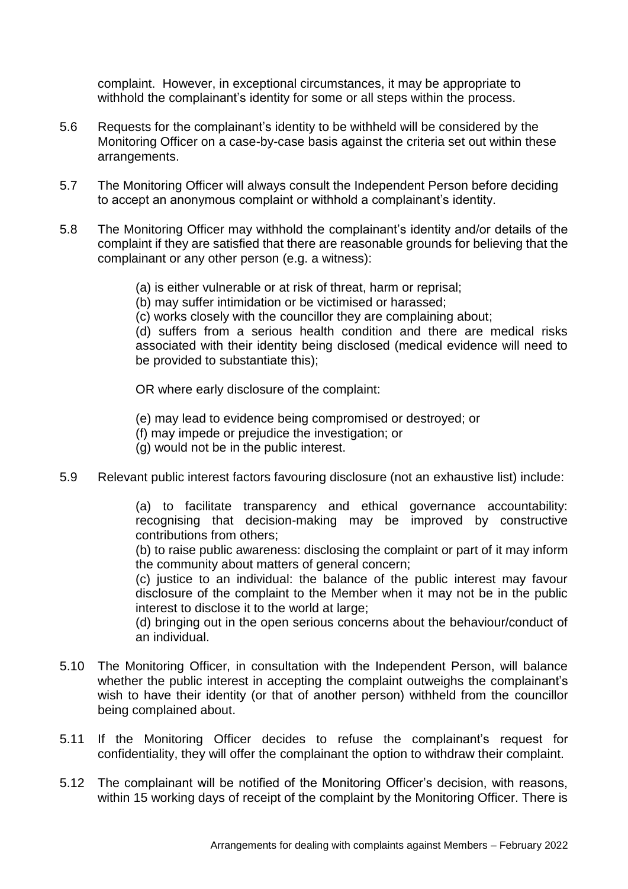complaint. However, in exceptional circumstances, it may be appropriate to withhold the complainant's identity for some or all steps within the process.

5.6 Requests for the complainant's identity to be withheld will be considered by the Monitoring Officer on a case-by-case basis against the criteria set out within these arrangements.

5.7 The Monitoring Officer will always consult the Independent Person before deciding to accept an anonymous complaint or withhold a complainant's identity.

5.8 The Monitoring Officer may withhold the complainant's identity and/or details of the complaint if they are satisfied that there are reasonable grounds for believing that the complainant or any other person (e.g. a witness):

(a) is either vulnerable or at risk of threat, harm or reprisal;
(b) may suffer intimidation or be victimised or harassed;
(c) works closely with the councillor they are complaining about;
(d) suffers from a serious health condition and there are medical risks associated with their identity being disclosed (medical evidence will need to be provided to substantiate this);

OR where early disclosure of the complaint:

(e) may lead to evidence being compromised or destroyed; or
(f) may impede or prejudice the investigation; or
(g) would not be in the public interest.

5.9 Relevant public interest factors favouring disclosure (not an exhaustive list) include:

(a) to facilitate transparency and ethical governance accountability: recognising that decision-making may be improved by constructive contributions from others;
(b) to raise public awareness: disclosing the complaint or part of it may inform the community about matters of general concern;
(c) justice to an individual: the balance of the public interest may favour disclosure of the complaint to the Member when it may not be in the public interest to disclose it to the world at large;
(d) bringing out in the open serious concerns about the behaviour/conduct of an individual.

5.10 The Monitoring Officer, in consultation with the Independent Person, will balance whether the public interest in accepting the complaint outweighs the complainant's wish to have their identity (or that of another person) withheld from the councillor being complained about.

5.11 If the Monitoring Officer decides to refuse the complainant's request for confidentiality, they will offer the complainant the option to withdraw their complaint.

5.12 The complainant will be notified of the Monitoring Officer's decision, with reasons, within 15 working days of receipt of the complaint by the Monitoring Officer. There is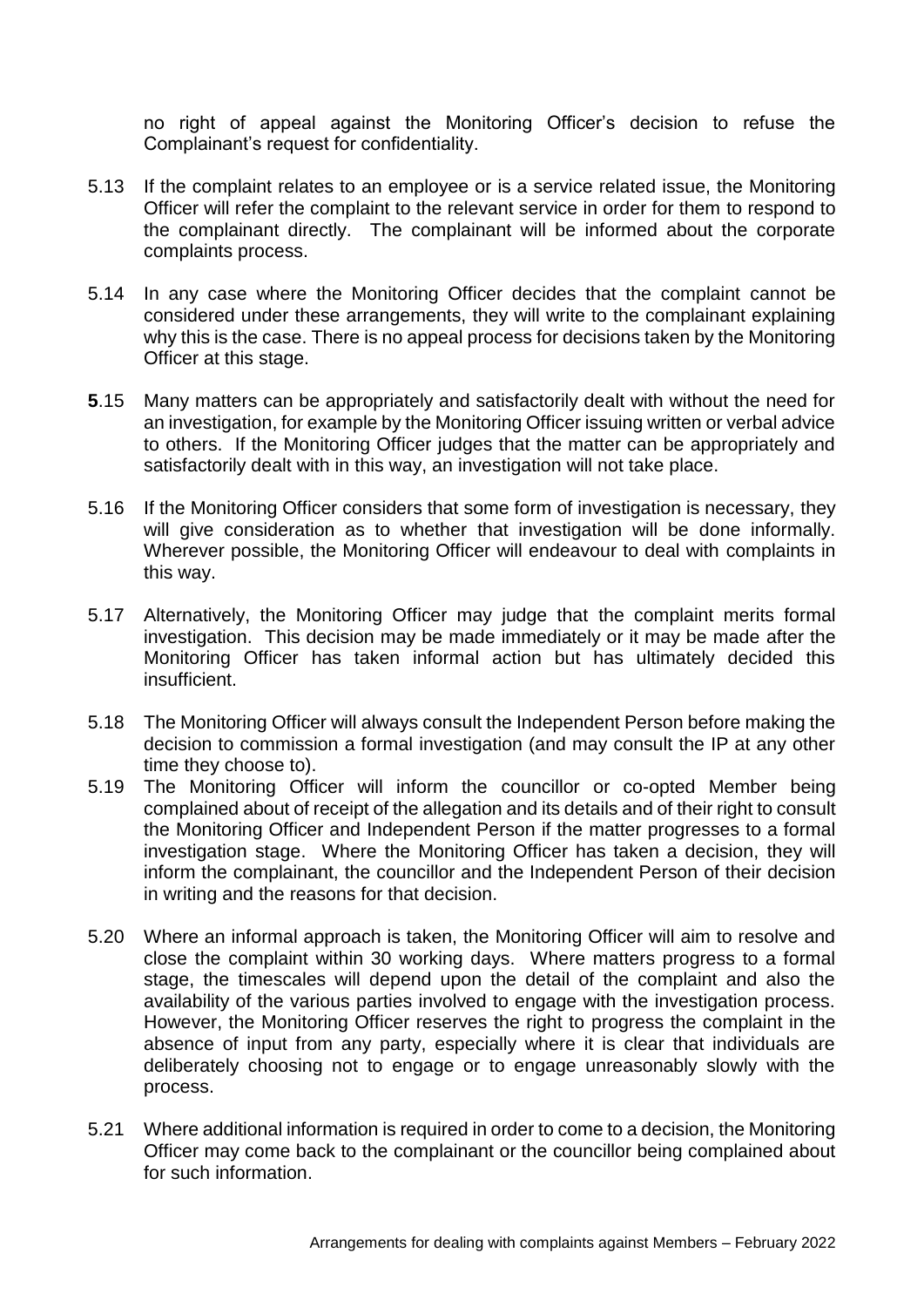no right of appeal against the Monitoring Officer's decision to refuse the Complainant's request for confidentiality.

5.13 If the complaint relates to an employee or is a service related issue, the Monitoring Officer will refer the complaint to the relevant service in order for them to respond to the complainant directly. The complainant will be informed about the corporate complaints process.

5.14 In any case where the Monitoring Officer decides that the complaint cannot be considered under these arrangements, they will write to the complainant explaining why this is the case. There is no appeal process for decisions taken by the Monitoring Officer at this stage.

**5**.15 Many matters can be appropriately and satisfactorily dealt with without the need for an investigation, for example by the Monitoring Officer issuing written or verbal advice to others. If the Monitoring Officer judges that the matter can be appropriately and satisfactorily dealt with in this way, an investigation will not take place.

5.16 If the Monitoring Officer considers that some form of investigation is necessary, they will give consideration as to whether that investigation will be done informally. Wherever possible, the Monitoring Officer will endeavour to deal with complaints in this way.

5.17 Alternatively, the Monitoring Officer may judge that the complaint merits formal investigation. This decision may be made immediately or it may be made after the Monitoring Officer has taken informal action but has ultimately decided this insufficient.

5.18 The Monitoring Officer will always consult the Independent Person before making the decision to commission a formal investigation (and may consult the IP at any other time they choose to).

5.19 The Monitoring Officer will inform the councillor or co-opted Member being complained about of receipt of the allegation and its details and of their right to consult the Monitoring Officer and Independent Person if the matter progresses to a formal investigation stage. Where the Monitoring Officer has taken a decision, they will inform the complainant, the councillor and the Independent Person of their decision in writing and the reasons for that decision.

5.20 Where an informal approach is taken, the Monitoring Officer will aim to resolve and close the complaint within 30 working days. Where matters progress to a formal stage, the timescales will depend upon the detail of the complaint and also the availability of the various parties involved to engage with the investigation process. However, the Monitoring Officer reserves the right to progress the complaint in the absence of input from any party, especially where it is clear that individuals are deliberately choosing not to engage or to engage unreasonably slowly with the process.

5.21 Where additional information is required in order to come to a decision, the Monitoring Officer may come back to the complainant or the councillor being complained about for such information.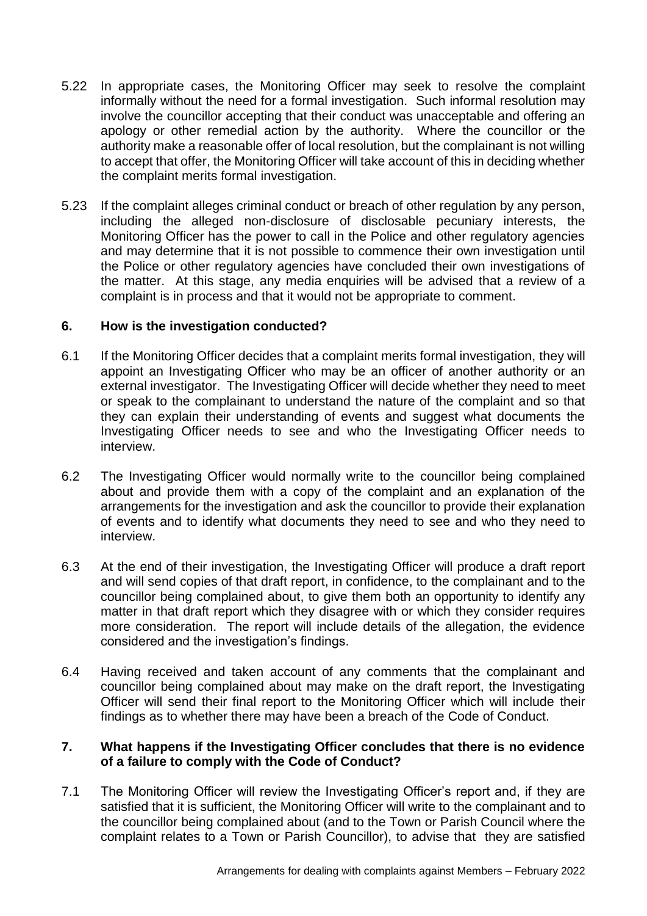5.22 In appropriate cases, the Monitoring Officer may seek to resolve the complaint informally without the need for a formal investigation. Such informal resolution may involve the councillor accepting that their conduct was unacceptable and offering an apology or other remedial action by the authority. Where the councillor or the authority make a reasonable offer of local resolution, but the complainant is not willing to accept that offer, the Monitoring Officer will take account of this in deciding whether the complaint merits formal investigation.

5.23 If the complaint alleges criminal conduct or breach of other regulation by any person, including the alleged non-disclosure of disclosable pecuniary interests, the Monitoring Officer has the power to call in the Police and other regulatory agencies and may determine that it is not possible to commence their own investigation until the Police or other regulatory agencies have concluded their own investigations of the matter. At this stage, any media enquiries will be advised that a review of a complaint is in process and that it would not be appropriate to comment.

## 6. How is the investigation conducted?

6.1 If the Monitoring Officer decides that a complaint merits formal investigation, they will appoint an Investigating Officer who may be an officer of another authority or an external investigator. The Investigating Officer will decide whether they need to meet or speak to the complainant to understand the nature of the complaint and so that they can explain their understanding of events and suggest what documents the Investigating Officer needs to see and who the Investigating Officer needs to interview.

6.2 The Investigating Officer would normally write to the councillor being complained about and provide them with a copy of the complaint and an explanation of the arrangements for the investigation and ask the councillor to provide their explanation of events and to identify what documents they need to see and who they need to interview.

6.3 At the end of their investigation, the Investigating Officer will produce a draft report and will send copies of that draft report, in confidence, to the complainant and to the councillor being complained about, to give them both an opportunity to identify any matter in that draft report which they disagree with or which they consider requires more consideration. The report will include details of the allegation, the evidence considered and the investigation's findings.

6.4 Having received and taken account of any comments that the complainant and councillor being complained about may make on the draft report, the Investigating Officer will send their final report to the Monitoring Officer which will include their findings as to whether there may have been a breach of the Code of Conduct.

## 7. What happens if the Investigating Officer concludes that there is no evidence of a failure to comply with the Code of Conduct?

7.1 The Monitoring Officer will review the Investigating Officer's report and, if they are satisfied that it is sufficient, the Monitoring Officer will write to the complainant and to the councillor being complained about (and to the Town or Parish Council where the complaint relates to a Town or Parish Councillor), to advise that they are satisfied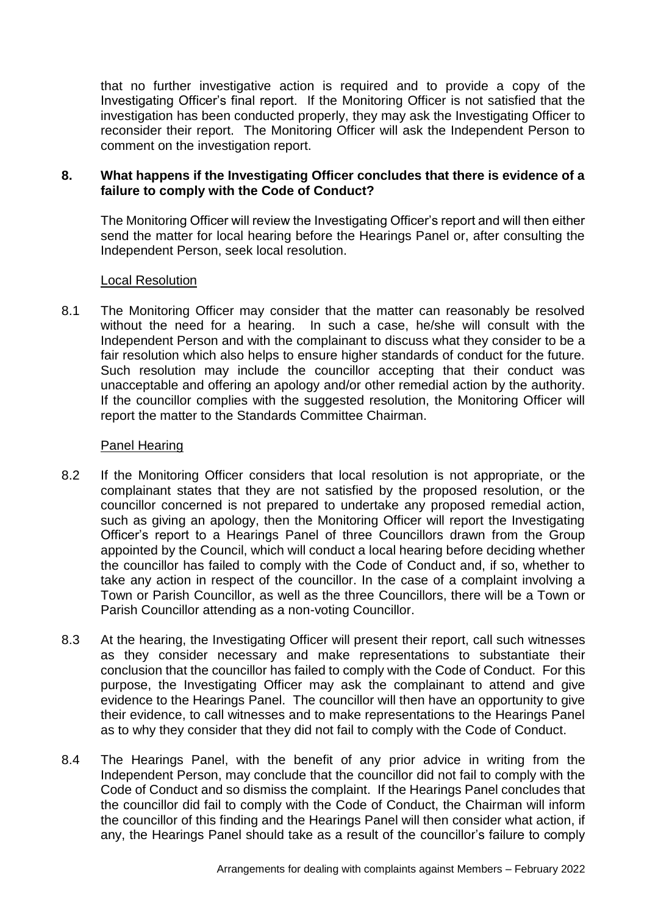that no further investigative action is required and to provide a copy of the Investigating Officer's final report. If the Monitoring Officer is not satisfied that the investigation has been conducted properly, they may ask the Investigating Officer to reconsider their report. The Monitoring Officer will ask the Independent Person to comment on the investigation report.

## 8. What happens if the Investigating Officer concludes that there is evidence of a failure to comply with the Code of Conduct?

The Monitoring Officer will review the Investigating Officer's report and will then either send the matter for local hearing before the Hearings Panel or, after consulting the Independent Person, seek local resolution.

Local Resolution

8.1 The Monitoring Officer may consider that the matter can reasonably be resolved without the need for a hearing. In such a case, he/she will consult with the Independent Person and with the complainant to discuss what they consider to be a fair resolution which also helps to ensure higher standards of conduct for the future. Such resolution may include the councillor accepting that their conduct was unacceptable and offering an apology and/or other remedial action by the authority. If the councillor complies with the suggested resolution, the Monitoring Officer will report the matter to the Standards Committee Chairman.

Panel Hearing

8.2 If the Monitoring Officer considers that local resolution is not appropriate, or the complainant states that they are not satisfied by the proposed resolution, or the councillor concerned is not prepared to undertake any proposed remedial action, such as giving an apology, then the Monitoring Officer will report the Investigating Officer's report to a Hearings Panel of three Councillors drawn from the Group appointed by the Council, which will conduct a local hearing before deciding whether the councillor has failed to comply with the Code of Conduct and, if so, whether to take any action in respect of the councillor. In the case of a complaint involving a Town or Parish Councillor, as well as the three Councillors, there will be a Town or Parish Councillor attending as a non-voting Councillor.

8.3 At the hearing, the Investigating Officer will present their report, call such witnesses as they consider necessary and make representations to substantiate their conclusion that the councillor has failed to comply with the Code of Conduct. For this purpose, the Investigating Officer may ask the complainant to attend and give evidence to the Hearings Panel. The councillor will then have an opportunity to give their evidence, to call witnesses and to make representations to the Hearings Panel as to why they consider that they did not fail to comply with the Code of Conduct.

8.4 The Hearings Panel, with the benefit of any prior advice in writing from the Independent Person, may conclude that the councillor did not fail to comply with the Code of Conduct and so dismiss the complaint. If the Hearings Panel concludes that the councillor did fail to comply with the Code of Conduct, the Chairman will inform the councillor of this finding and the Hearings Panel will then consider what action, if any, the Hearings Panel should take as a result of the councillor's failure to comply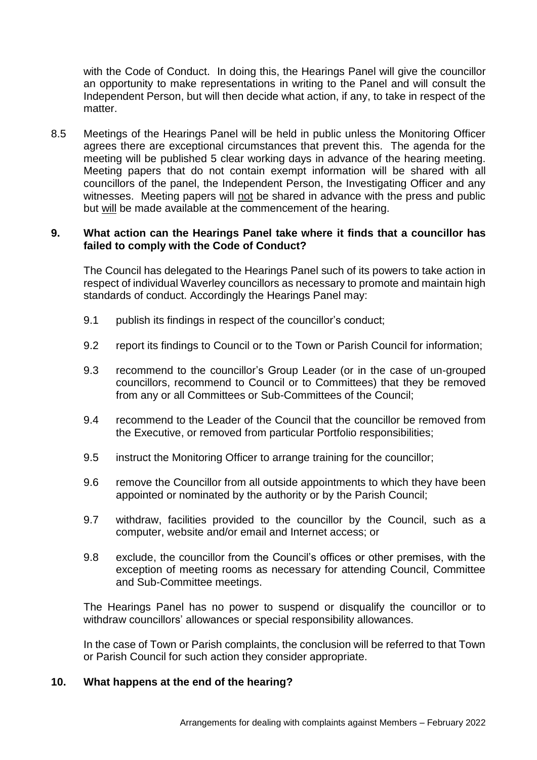with the Code of Conduct. In doing this, the Hearings Panel will give the councillor an opportunity to make representations in writing to the Panel and will consult the Independent Person, but will then decide what action, if any, to take in respect of the matter.

8.5 Meetings of the Hearings Panel will be held in public unless the Monitoring Officer agrees there are exceptional circumstances that prevent this. The agenda for the meeting will be published 5 clear working days in advance of the hearing meeting. Meeting papers that do not contain exempt information will be shared with all councillors of the panel, the Independent Person, the Investigating Officer and any witnesses. Meeting papers will <u>not</u> be shared in advance with the press and public but <u>will</u> be made available at the commencement of the hearing.

## 9. What action can the Hearings Panel take where it finds that a councillor has failed to comply with the Code of Conduct?

The Council has delegated to the Hearings Panel such of its powers to take action in respect of individual Waverley councillors as necessary to promote and maintain high standards of conduct. Accordingly the Hearings Panel may:

9.1 publish its findings in respect of the councillor's conduct;

9.2 report its findings to Council or to the Town or Parish Council for information;

9.3 recommend to the councillor's Group Leader (or in the case of un-grouped councillors, recommend to Council or to Committees) that they be removed from any or all Committees or Sub-Committees of the Council;

9.4 recommend to the Leader of the Council that the councillor be removed from the Executive, or removed from particular Portfolio responsibilities;

9.5 instruct the Monitoring Officer to arrange training for the councillor;

9.6 remove the Councillor from all outside appointments to which they have been appointed or nominated by the authority or by the Parish Council;

9.7 withdraw, facilities provided to the councillor by the Council, such as a computer, website and/or email and Internet access; or

9.8 exclude, the councillor from the Council's offices or other premises, with the exception of meeting rooms as necessary for attending Council, Committee and Sub-Committee meetings.

The Hearings Panel has no power to suspend or disqualify the councillor or to withdraw councillors' allowances or special responsibility allowances.

In the case of Town or Parish complaints, the conclusion will be referred to that Town or Parish Council for such action they consider appropriate.

## 10. What happens at the end of the hearing?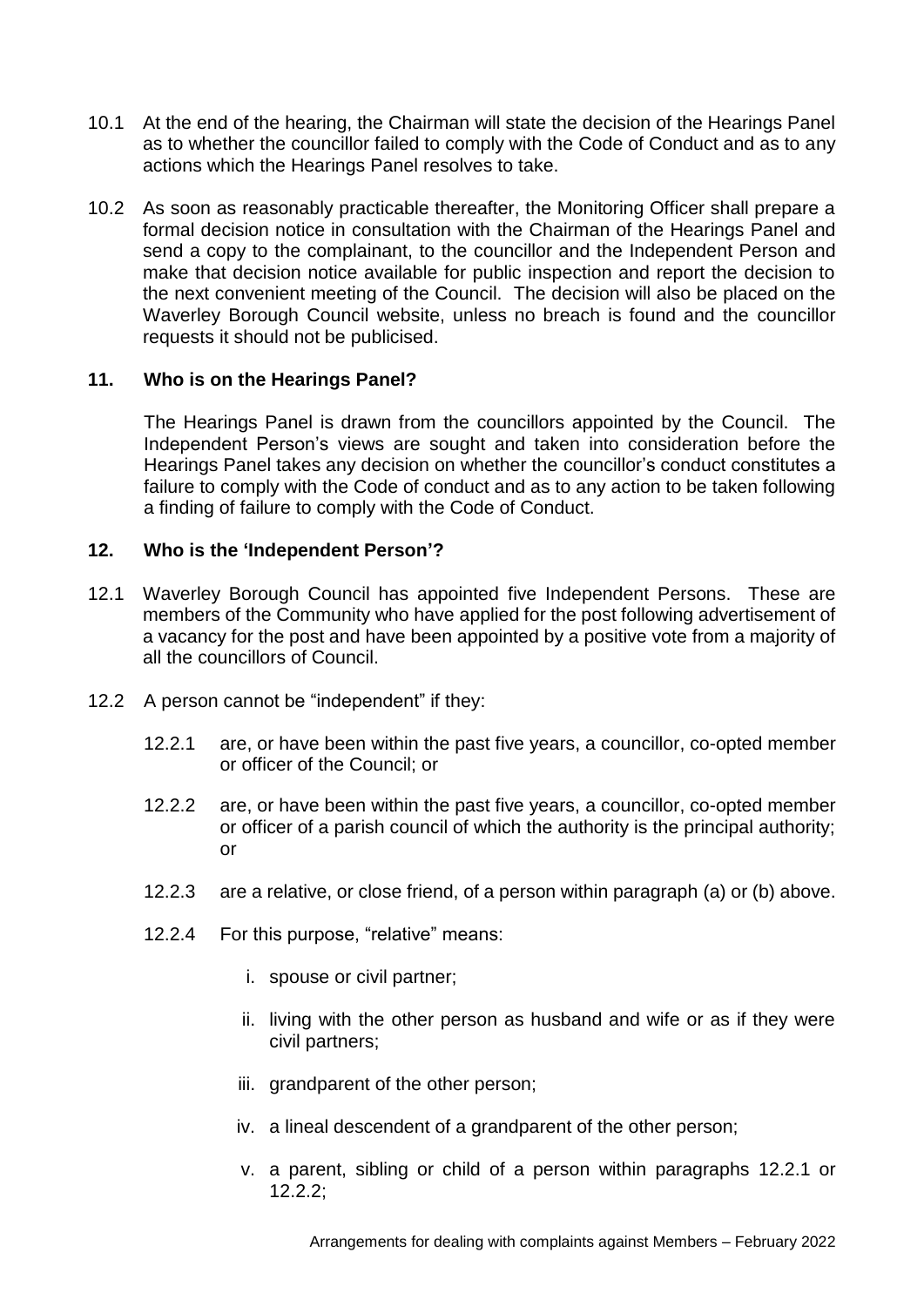10.1 At the end of the hearing, the Chairman will state the decision of the Hearings Panel as to whether the councillor failed to comply with the Code of Conduct and as to any actions which the Hearings Panel resolves to take.

10.2 As soon as reasonably practicable thereafter, the Monitoring Officer shall prepare a formal decision notice in consultation with the Chairman of the Hearings Panel and send a copy to the complainant, to the councillor and the Independent Person and make that decision notice available for public inspection and report the decision to the next convenient meeting of the Council. The decision will also be placed on the Waverley Borough Council website, unless no breach is found and the councillor requests it should not be publicised.

## 11. Who is on the Hearings Panel?

The Hearings Panel is drawn from the councillors appointed by the Council. The Independent Person's views are sought and taken into consideration before the Hearings Panel takes any decision on whether the councillor's conduct constitutes a failure to comply with the Code of conduct and as to any action to be taken following a finding of failure to comply with the Code of Conduct.

## 12. Who is the 'Independent Person'?

12.1 Waverley Borough Council has appointed five Independent Persons. These are members of the Community who have applied for the post following advertisement of a vacancy for the post and have been appointed by a positive vote from a majority of all the councillors of Council.

12.2 A person cannot be "independent" if they:

12.2.1 are, or have been within the past five years, a councillor, co-opted member or officer of the Council; or

12.2.2 are, or have been within the past five years, a councillor, co-opted member or officer of a parish council of which the authority is the principal authority; or

12.2.3 are a relative, or close friend, of a person within paragraph (a) or (b) above.

12.2.4 For this purpose, "relative" means:

i. spouse or civil partner;

ii. living with the other person as husband and wife or as if they were civil partners;

iii. grandparent of the other person;

iv. a lineal descendent of a grandparent of the other person;

v. a parent, sibling or child of a person within paragraphs 12.2.1 or 12.2.2;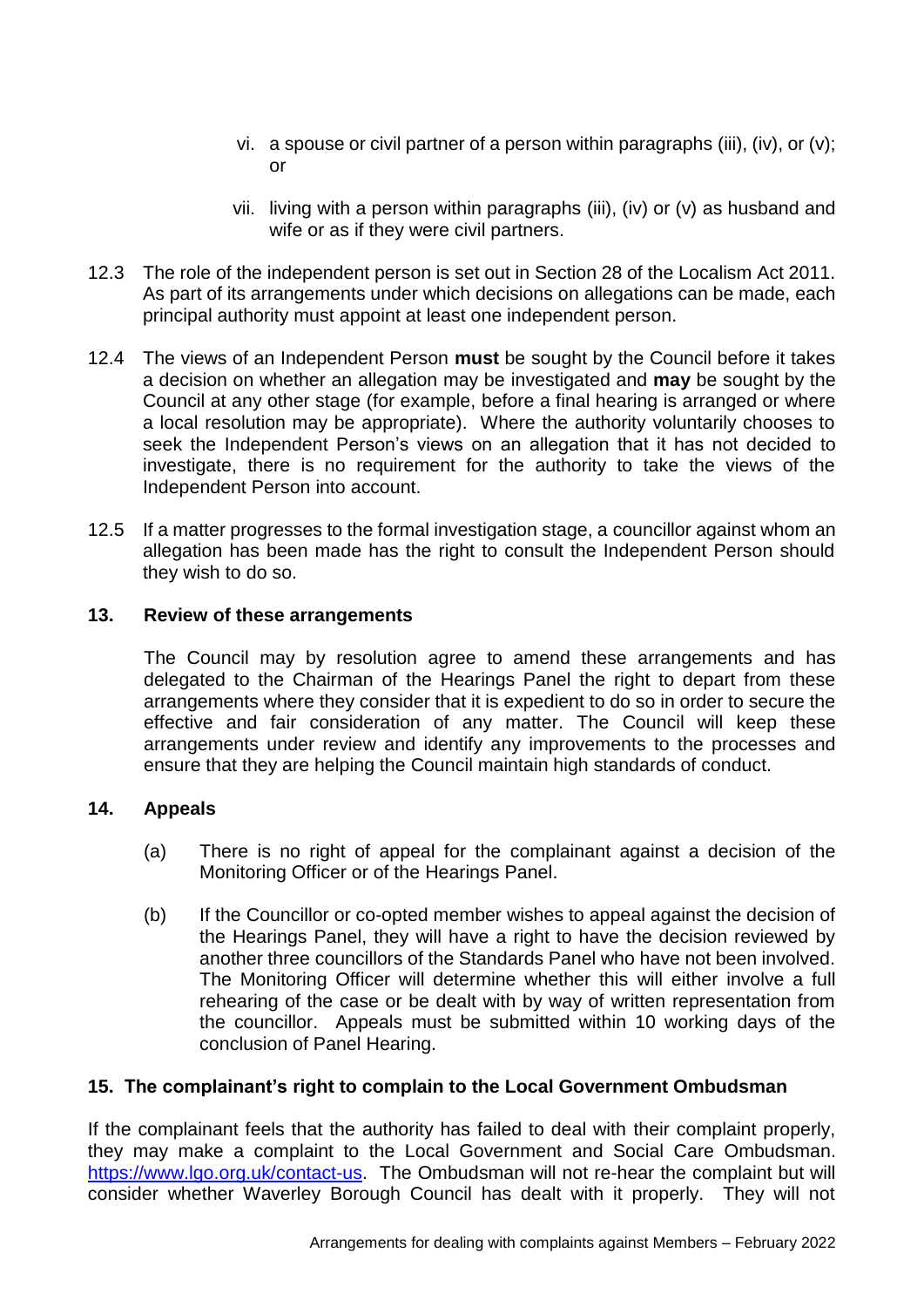vi. a spouse or civil partner of a person within paragraphs (iii), (iv), or (v); or

vii. living with a person within paragraphs (iii), (iv) or (v) as husband and wife or as if they were civil partners.

12.3 The role of the independent person is set out in Section 28 of the Localism Act 2011. As part of its arrangements under which decisions on allegations can be made, each principal authority must appoint at least one independent person.

12.4 The views of an Independent Person **must** be sought by the Council before it takes a decision on whether an allegation may be investigated and **may** be sought by the Council at any other stage (for example, before a final hearing is arranged or where a local resolution may be appropriate). Where the authority voluntarily chooses to seek the Independent Person's views on an allegation that it has not decided to investigate, there is no requirement for the authority to take the views of the Independent Person into account.

12.5 If a matter progresses to the formal investigation stage, a councillor against whom an allegation has been made has the right to consult the Independent Person should they wish to do so.

## 13. Review of these arrangements

The Council may by resolution agree to amend these arrangements and has delegated to the Chairman of the Hearings Panel the right to depart from these arrangements where they consider that it is expedient to do so in order to secure the effective and fair consideration of any matter. The Council will keep these arrangements under review and identify any improvements to the processes and ensure that they are helping the Council maintain high standards of conduct.

## 14. Appeals

(a) There is no right of appeal for the complainant against a decision of the Monitoring Officer or of the Hearings Panel.

(b) If the Councillor or co-opted member wishes to appeal against the decision of the Hearings Panel, they will have a right to have the decision reviewed by another three councillors of the Standards Panel who have not been involved. The Monitoring Officer will determine whether this will either involve a full rehearing of the case or be dealt with by way of written representation from the councillor. Appeals must be submitted within 10 working days of the conclusion of Panel Hearing.

## 15. The complainant's right to complain to the Local Government Ombudsman

If the complainant feels that the authority has failed to deal with their complaint properly, they may make a complaint to the Local Government and Social Care Ombudsman. [https://www.lgo.org.uk/contact-us](https://www.lgo.org.uk/contact-us). The Ombudsman will not re-hear the complaint but will consider whether Waverley Borough Council has dealt with it properly. They will not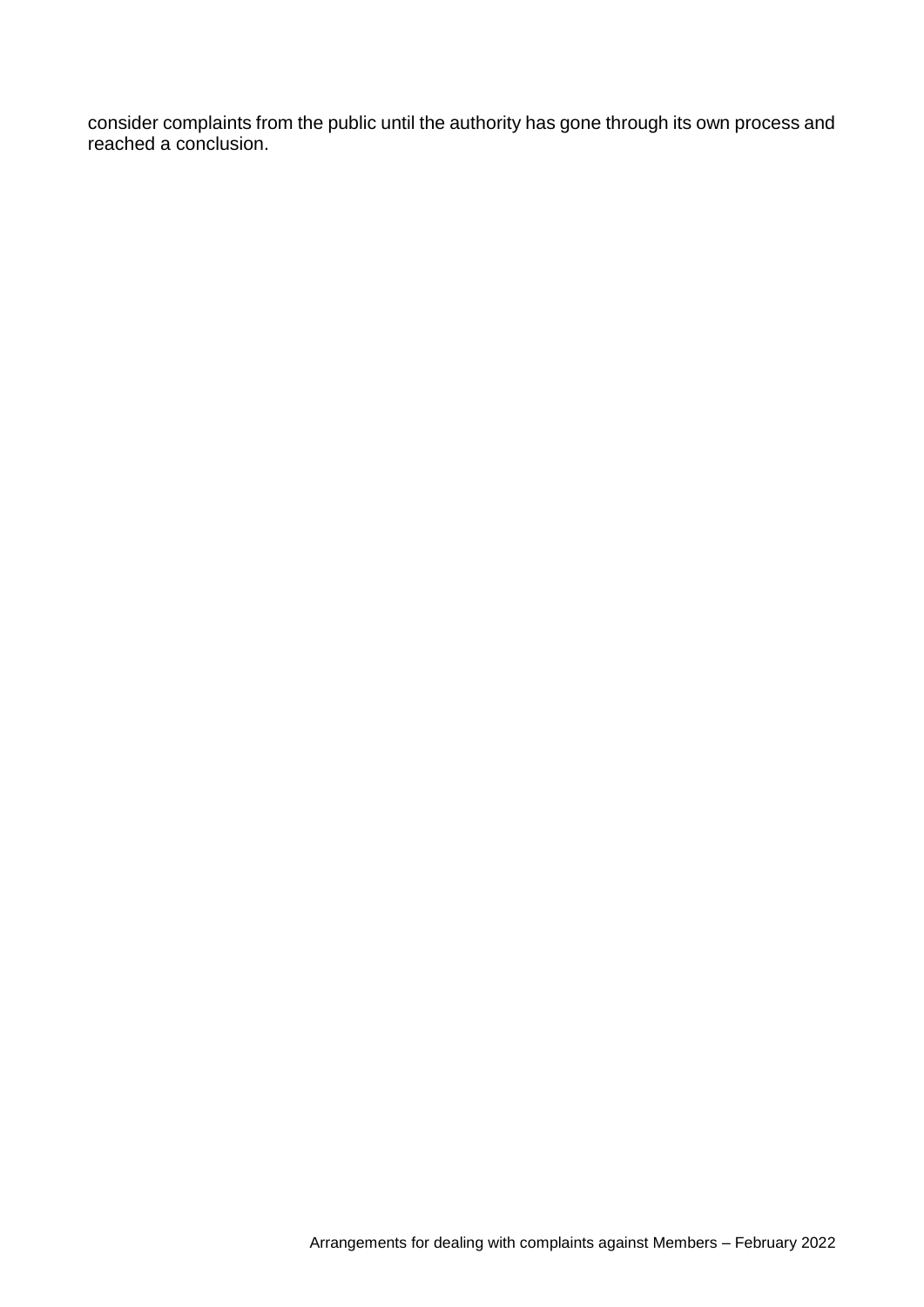consider complaints from the public until the authority has gone through its own process and reached a conclusion.